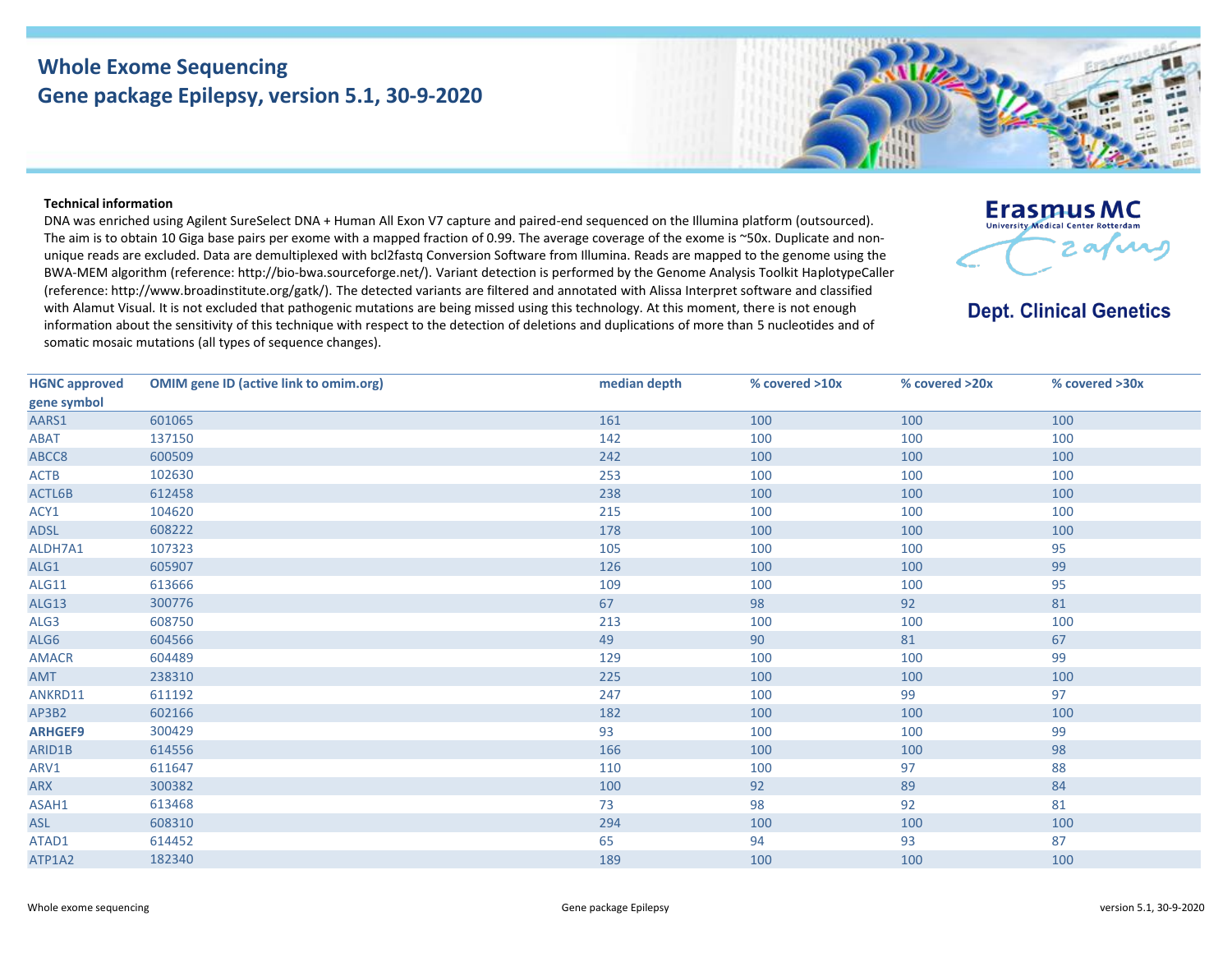# Whole Exome Sequencing
## Gene package Epilepsy, version 5.1, 30-9-2020

Erasmus MC
University Medical Center Rotterdam

Dept. Clinical Genetics

**Technical information**

DNA was enriched using Agilent SureSelect DNA + Human All Exon V7 capture and paired-end sequenced on the Illumina platform (outsourced). The aim is to obtain 10 Giga base pairs per exome with a mapped fraction of 0.99. The average coverage of the exome is ~50x. Duplicate and non-unique reads are excluded. Data are demultiplexed with bcl2fastq Conversion Software from Illumina. Reads are mapped to the genome using the BWA-MEM algorithm (reference: http://bio-bwa.sourceforge.net/). Variant detection is performed by the Genome Analysis Toolkit HaplotypeCaller (reference: http://www.broadinstitute.org/gatk/). The detected variants are filtered and annotated with Alissa Interpret software and classified with Alamut Visual. It is not excluded that pathogenic mutations are being missed using this technology. At this moment, there is not enough information about the sensitivity of this technique with respect to the detection of deletions and duplications of more than 5 nucleotides and of somatic mosaic mutations (all types of sequence changes).

| HGNC approved gene symbol | OMIM gene ID (active link to omim.org) | median depth | % covered >10x | % covered >20x | % covered >30x |
|---|---|---|---|---|---|
| AARS1 | 601065 | 161 | 100 | 100 | 100 |
| ABAT | 137150 | 142 | 100 | 100 | 100 |
| ABCC8 | 600509 | 242 | 100 | 100 | 100 |
| ACTB | 102630 | 253 | 100 | 100 | 100 |
| ACTL6B | 612458 | 238 | 100 | 100 | 100 |
| ACY1 | 104620 | 215 | 100 | 100 | 100 |
| ADSL | 608222 | 178 | 100 | 100 | 100 |
| ALDH7A1 | 107323 | 105 | 100 | 100 | 95 |
| ALG1 | 605907 | 126 | 100 | 100 | 99 |
| ALG11 | 613666 | 109 | 100 | 100 | 95 |
| ALG13 | 300776 | 67 | 98 | 92 | 81 |
| ALG3 | 608750 | 213 | 100 | 100 | 100 |
| ALG6 | 604566 | 49 | 90 | 81 | 67 |
| AMACR | 604489 | 129 | 100 | 100 | 99 |
| AMT | 238310 | 225 | 100 | 100 | 100 |
| ANKRD11 | 611192 | 247 | 100 | 99 | 97 |
| AP3B2 | 602166 | 182 | 100 | 100 | 100 |
| **ARHGEF9** | 300429 | 93 | 100 | 100 | 99 |
| ARID1B | 614556 | 166 | 100 | 100 | 98 |
| ARV1 | 611647 | 110 | 100 | 97 | 88 |
| ARX | 300382 | 100 | 92 | 89 | 84 |
| ASAH1 | 613468 | 73 | 98 | 92 | 81 |
| ASL | 608310 | 294 | 100 | 100 | 100 |
| ATAD1 | 614452 | 65 | 94 | 93 | 87 |
| ATP1A2 | 182340 | 189 | 100 | 100 | 100 |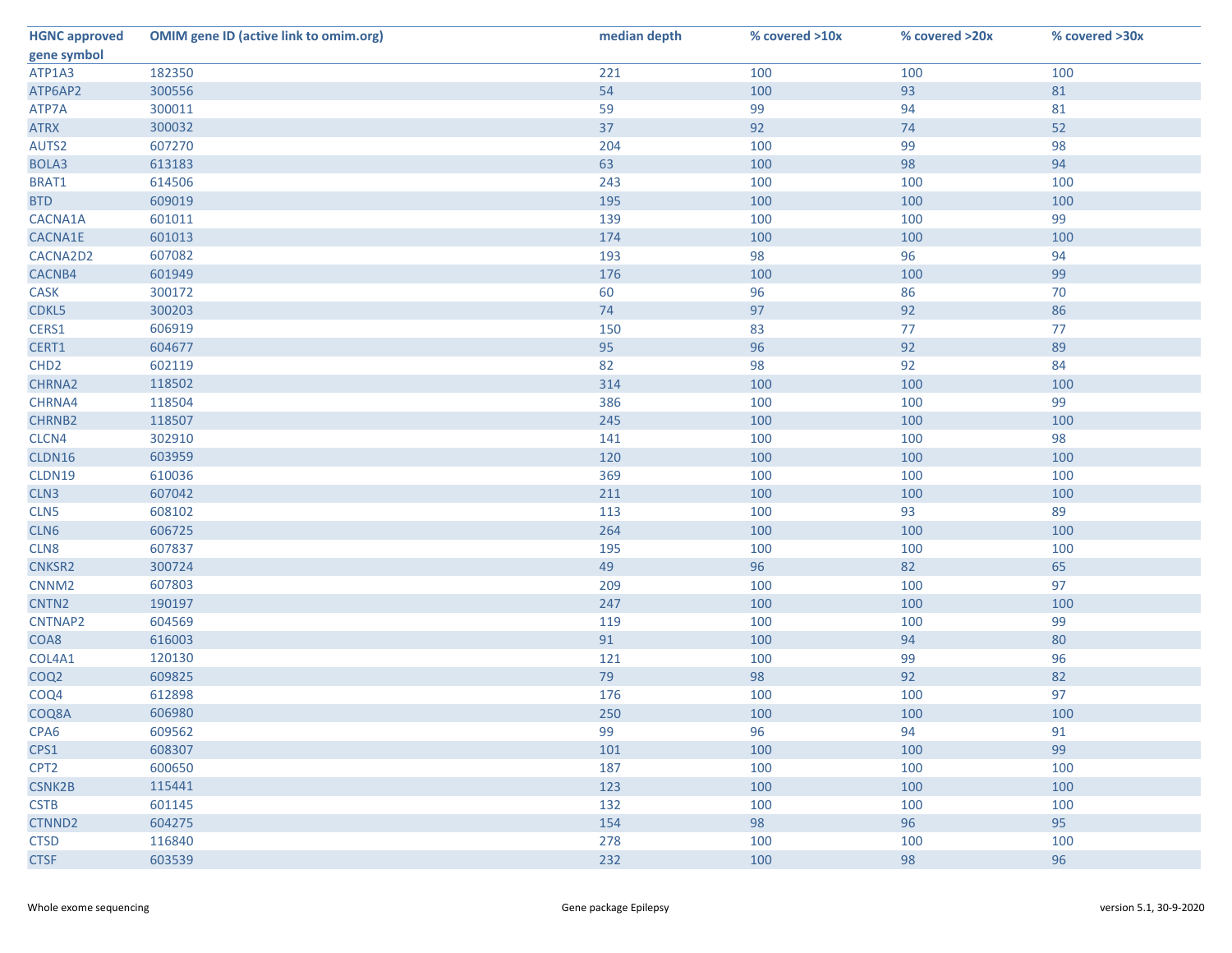| HGNC approved gene symbol | OMIM gene ID (active link to omim.org) | median depth | % covered >10x | % covered >20x | % covered >30x |
|---|---|---|---|---|---|
| ATP1A3 | 182350 | 221 | 100 | 100 | 100 |
| ATP6AP2 | 300556 | 54 | 100 | 93 | 81 |
| ATP7A | 300011 | 59 | 99 | 94 | 81 |
| ATRX | 300032 | 37 | 92 | 74 | 52 |
| AUTS2 | 607270 | 204 | 100 | 99 | 98 |
| BOLA3 | 613183 | 63 | 100 | 98 | 94 |
| BRAT1 | 614506 | 243 | 100 | 100 | 100 |
| BTD | 609019 | 195 | 100 | 100 | 100 |
| CACNA1A | 601011 | 139 | 100 | 100 | 99 |
| CACNA1E | 601013 | 174 | 100 | 100 | 100 |
| CACNA2D2 | 607082 | 193 | 98 | 96 | 94 |
| CACNB4 | 601949 | 176 | 100 | 100 | 99 |
| CASK | 300172 | 60 | 96 | 86 | 70 |
| CDKL5 | 300203 | 74 | 97 | 92 | 86 |
| CERS1 | 606919 | 150 | 83 | 77 | 77 |
| CERT1 | 604677 | 95 | 96 | 92 | 89 |
| CHD2 | 602119 | 82 | 98 | 92 | 84 |
| CHRNA2 | 118502 | 314 | 100 | 100 | 100 |
| CHRNA4 | 118504 | 386 | 100 | 100 | 99 |
| CHRNB2 | 118507 | 245 | 100 | 100 | 100 |
| CLCN4 | 302910 | 141 | 100 | 100 | 98 |
| CLDN16 | 603959 | 120 | 100 | 100 | 100 |
| CLDN19 | 610036 | 369 | 100 | 100 | 100 |
| CLN3 | 607042 | 211 | 100 | 100 | 100 |
| CLN5 | 608102 | 113 | 100 | 93 | 89 |
| CLN6 | 606725 | 264 | 100 | 100 | 100 |
| CLN8 | 607837 | 195 | 100 | 100 | 100 |
| CNKSR2 | 300724 | 49 | 96 | 82 | 65 |
| CNNM2 | 607803 | 209 | 100 | 100 | 97 |
| CNTN2 | 190197 | 247 | 100 | 100 | 100 |
| CNTNAP2 | 604569 | 119 | 100 | 100 | 99 |
| COA8 | 616003 | 91 | 100 | 94 | 80 |
| COL4A1 | 120130 | 121 | 100 | 99 | 96 |
| COQ2 | 609825 | 79 | 98 | 92 | 82 |
| COQ4 | 612898 | 176 | 100 | 100 | 97 |
| COQ8A | 606980 | 250 | 100 | 100 | 100 |
| CPA6 | 609562 | 99 | 96 | 94 | 91 |
| CPS1 | 608307 | 101 | 100 | 100 | 99 |
| CPT2 | 600650 | 187 | 100 | 100 | 100 |
| CSNK2B | 115441 | 123 | 100 | 100 | 100 |
| CSTB | 601145 | 132 | 100 | 100 | 100 |
| CTNND2 | 604275 | 154 | 98 | 96 | 95 |
| CTSD | 116840 | 278 | 100 | 100 | 100 |
| CTSF | 603539 | 232 | 100 | 98 | 96 |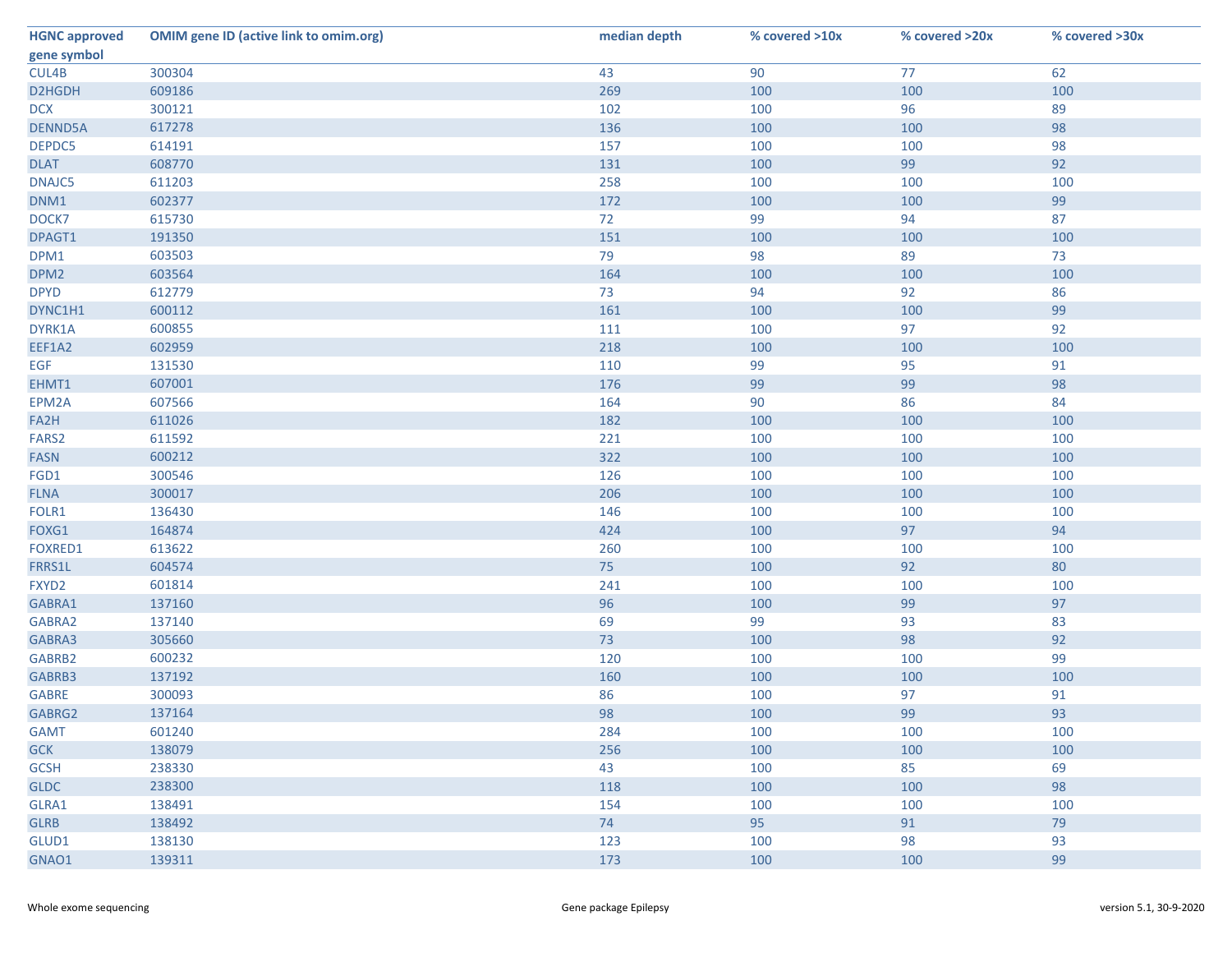| HGNC approved gene symbol | OMIM gene ID (active link to omim.org) | median depth | % covered >10x | % covered >20x | % covered >30x |
|---|---|---|---|---|---|
| CUL4B | 300304 | 43 | 90 | 77 | 62 |
| D2HGDH | 609186 | 269 | 100 | 100 | 100 |
| DCX | 300121 | 102 | 100 | 96 | 89 |
| DENND5A | 617278 | 136 | 100 | 100 | 98 |
| DEPDC5 | 614191 | 157 | 100 | 100 | 98 |
| DLAT | 608770 | 131 | 100 | 99 | 92 |
| DNAJC5 | 611203 | 258 | 100 | 100 | 100 |
| DNM1 | 602377 | 172 | 100 | 100 | 99 |
| DOCK7 | 615730 | 72 | 99 | 94 | 87 |
| DPAGT1 | 191350 | 151 | 100 | 100 | 100 |
| DPM1 | 603503 | 79 | 98 | 89 | 73 |
| DPM2 | 603564 | 164 | 100 | 100 | 100 |
| DPYD | 612779 | 73 | 94 | 92 | 86 |
| DYNC1H1 | 600112 | 161 | 100 | 100 | 99 |
| DYRK1A | 600855 | 111 | 100 | 97 | 92 |
| EEF1A2 | 602959 | 218 | 100 | 100 | 100 |
| EGF | 131530 | 110 | 99 | 95 | 91 |
| EHMT1 | 607001 | 176 | 99 | 99 | 98 |
| EPM2A | 607566 | 164 | 90 | 86 | 84 |
| FA2H | 611026 | 182 | 100 | 100 | 100 |
| FARS2 | 611592 | 221 | 100 | 100 | 100 |
| FASN | 600212 | 322 | 100 | 100 | 100 |
| FGD1 | 300546 | 126 | 100 | 100 | 100 |
| FLNA | 300017 | 206 | 100 | 100 | 100 |
| FOLR1 | 136430 | 146 | 100 | 100 | 100 |
| FOXG1 | 164874 | 424 | 100 | 97 | 94 |
| FOXRED1 | 613622 | 260 | 100 | 100 | 100 |
| FRRS1L | 604574 | 75 | 100 | 92 | 80 |
| FXYD2 | 601814 | 241 | 100 | 100 | 100 |
| GABRA1 | 137160 | 96 | 100 | 99 | 97 |
| GABRA2 | 137140 | 69 | 99 | 93 | 83 |
| GABRA3 | 305660 | 73 | 100 | 98 | 92 |
| GABRB2 | 600232 | 120 | 100 | 100 | 99 |
| GABRB3 | 137192 | 160 | 100 | 100 | 100 |
| GABRE | 300093 | 86 | 100 | 97 | 91 |
| GABRG2 | 137164 | 98 | 100 | 99 | 93 |
| GAMT | 601240 | 284 | 100 | 100 | 100 |
| GCK | 138079 | 256 | 100 | 100 | 100 |
| GCSH | 238330 | 43 | 100 | 85 | 69 |
| GLDC | 238300 | 118 | 100 | 100 | 98 |
| GLRA1 | 138491 | 154 | 100 | 100 | 100 |
| GLRB | 138492 | 74 | 95 | 91 | 79 |
| GLUD1 | 138130 | 123 | 100 | 98 | 93 |
| GNAO1 | 139311 | 173 | 100 | 100 | 99 |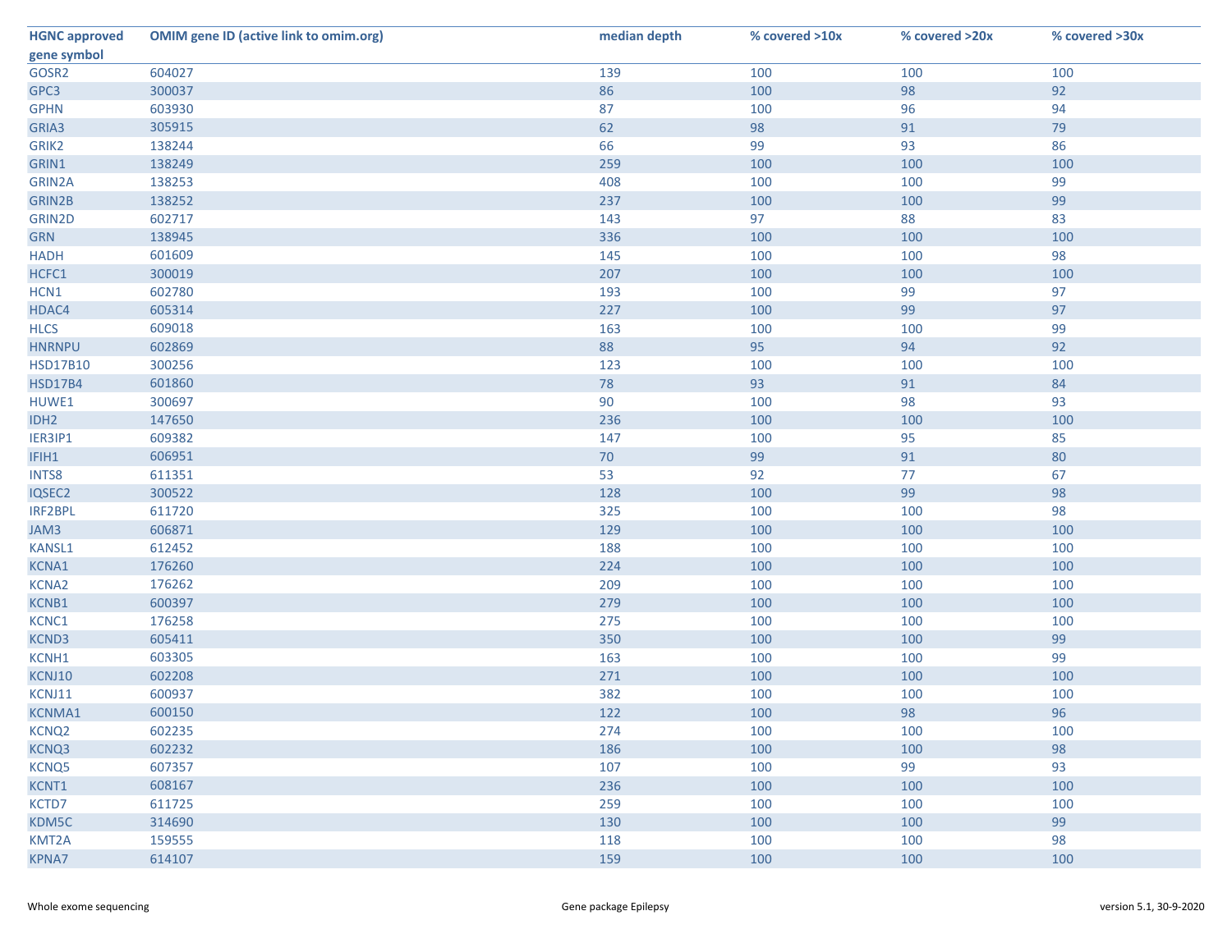| HGNC approved gene symbol | OMIM gene ID (active link to omim.org) | median depth | % covered >10x | % covered >20x | % covered >30x |
|---|---|---|---|---|---|
| GOSR2 | 604027 | 139 | 100 | 100 | 100 |
| GPC3 | 300037 | 86 | 100 | 98 | 92 |
| GPHN | 603930 | 87 | 100 | 96 | 94 |
| GRIA3 | 305915 | 62 | 98 | 91 | 79 |
| GRIK2 | 138244 | 66 | 99 | 93 | 86 |
| GRIN1 | 138249 | 259 | 100 | 100 | 100 |
| GRIN2A | 138253 | 408 | 100 | 100 | 99 |
| GRIN2B | 138252 | 237 | 100 | 100 | 99 |
| GRIN2D | 602717 | 143 | 97 | 88 | 83 |
| GRN | 138945 | 336 | 100 | 100 | 100 |
| HADH | 601609 | 145 | 100 | 100 | 98 |
| HCFC1 | 300019 | 207 | 100 | 100 | 100 |
| HCN1 | 602780 | 193 | 100 | 99 | 97 |
| HDAC4 | 605314 | 227 | 100 | 99 | 97 |
| HLCS | 609018 | 163 | 100 | 100 | 99 |
| HNRNPU | 602869 | 88 | 95 | 94 | 92 |
| HSD17B10 | 300256 | 123 | 100 | 100 | 100 |
| HSD17B4 | 601860 | 78 | 93 | 91 | 84 |
| HUWE1 | 300697 | 90 | 100 | 98 | 93 |
| IDH2 | 147650 | 236 | 100 | 100 | 100 |
| IER3IP1 | 609382 | 147 | 100 | 95 | 85 |
| IFIH1 | 606951 | 70 | 99 | 91 | 80 |
| INTS8 | 611351 | 53 | 92 | 77 | 67 |
| IQSEC2 | 300522 | 128 | 100 | 99 | 98 |
| IRF2BPL | 611720 | 325 | 100 | 100 | 98 |
| JAM3 | 606871 | 129 | 100 | 100 | 100 |
| KANSL1 | 612452 | 188 | 100 | 100 | 100 |
| KCNA1 | 176260 | 224 | 100 | 100 | 100 |
| KCNA2 | 176262 | 209 | 100 | 100 | 100 |
| KCNB1 | 600397 | 279 | 100 | 100 | 100 |
| KCNC1 | 176258 | 275 | 100 | 100 | 100 |
| KCND3 | 605411 | 350 | 100 | 100 | 99 |
| KCNH1 | 603305 | 163 | 100 | 100 | 99 |
| KCNJ10 | 602208 | 271 | 100 | 100 | 100 |
| KCNJ11 | 600937 | 382 | 100 | 100 | 100 |
| KCNMA1 | 600150 | 122 | 100 | 98 | 96 |
| KCNQ2 | 602235 | 274 | 100 | 100 | 100 |
| KCNQ3 | 602232 | 186 | 100 | 100 | 98 |
| KCNQ5 | 607357 | 107 | 100 | 99 | 93 |
| KCNT1 | 608167 | 236 | 100 | 100 | 100 |
| KCTD7 | 611725 | 259 | 100 | 100 | 100 |
| KDM5C | 314690 | 130 | 100 | 100 | 99 |
| KMT2A | 159555 | 118 | 100 | 100 | 98 |
| KPNA7 | 614107 | 159 | 100 | 100 | 100 |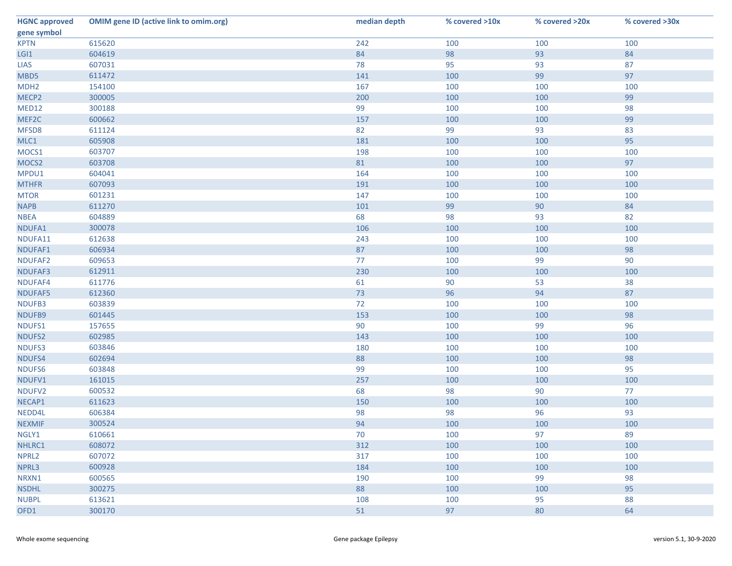| HGNC approved gene symbol | OMIM gene ID (active link to omim.org) | median depth | % covered >10x | % covered >20x | % covered >30x |
|---|---|---|---|---|---|
| KPTN | 615620 | 242 | 100 | 100 | 100 |
| LGI1 | 604619 | 84 | 98 | 93 | 84 |
| LIAS | 607031 | 78 | 95 | 93 | 87 |
| MBD5 | 611472 | 141 | 100 | 99 | 97 |
| MDH2 | 154100 | 167 | 100 | 100 | 100 |
| MECP2 | 300005 | 200 | 100 | 100 | 99 |
| MED12 | 300188 | 99 | 100 | 100 | 98 |
| MEF2C | 600662 | 157 | 100 | 100 | 99 |
| MFSD8 | 611124 | 82 | 99 | 93 | 83 |
| MLC1 | 605908 | 181 | 100 | 100 | 95 |
| MOCS1 | 603707 | 198 | 100 | 100 | 100 |
| MOCS2 | 603708 | 81 | 100 | 100 | 97 |
| MPDU1 | 604041 | 164 | 100 | 100 | 100 |
| MTHFR | 607093 | 191 | 100 | 100 | 100 |
| MTOR | 601231 | 147 | 100 | 100 | 100 |
| NAPB | 611270 | 101 | 99 | 90 | 84 |
| NBEA | 604889 | 68 | 98 | 93 | 82 |
| NDUFA1 | 300078 | 106 | 100 | 100 | 100 |
| NDUFA11 | 612638 | 243 | 100 | 100 | 100 |
| NDUFAF1 | 606934 | 87 | 100 | 100 | 98 |
| NDUFAF2 | 609653 | 77 | 100 | 99 | 90 |
| NDUFAF3 | 612911 | 230 | 100 | 100 | 100 |
| NDUFAF4 | 611776 | 61 | 90 | 53 | 38 |
| NDUFAF5 | 612360 | 73 | 96 | 94 | 87 |
| NDUFB3 | 603839 | 72 | 100 | 100 | 100 |
| NDUFB9 | 601445 | 153 | 100 | 100 | 98 |
| NDUFS1 | 157655 | 90 | 100 | 99 | 96 |
| NDUFS2 | 602985 | 143 | 100 | 100 | 100 |
| NDUFS3 | 603846 | 180 | 100 | 100 | 100 |
| NDUFS4 | 602694 | 88 | 100 | 100 | 98 |
| NDUFS6 | 603848 | 99 | 100 | 100 | 95 |
| NDUFV1 | 161015 | 257 | 100 | 100 | 100 |
| NDUFV2 | 600532 | 68 | 98 | 90 | 77 |
| NECAP1 | 611623 | 150 | 100 | 100 | 100 |
| NEDD4L | 606384 | 98 | 98 | 96 | 93 |
| NEXMIF | 300524 | 94 | 100 | 100 | 100 |
| NGLY1 | 610661 | 70 | 100 | 97 | 89 |
| NHLRC1 | 608072 | 312 | 100 | 100 | 100 |
| NPRL2 | 607072 | 317 | 100 | 100 | 100 |
| NPRL3 | 600928 | 184 | 100 | 100 | 100 |
| NRXN1 | 600565 | 190 | 100 | 99 | 98 |
| NSDHL | 300275 | 88 | 100 | 100 | 95 |
| NUBPL | 613621 | 108 | 100 | 95 | 88 |
| OFD1 | 300170 | 51 | 97 | 80 | 64 |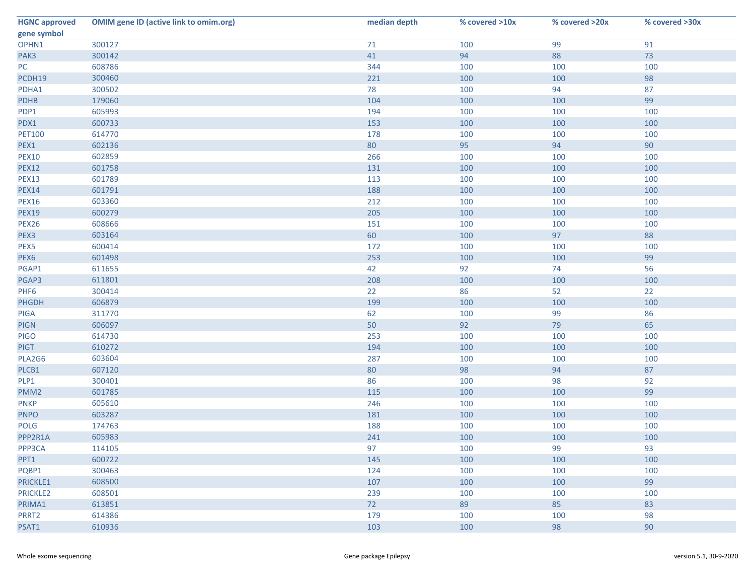| HGNC approved gene symbol | OMIM gene ID (active link to omim.org) | median depth | % covered >10x | % covered >20x | % covered >30x |
|---|---|---|---|---|---|
| OPHN1 | 300127 | 71 | 100 | 99 | 91 |
| PAK3 | 300142 | 41 | 94 | 88 | 73 |
| PC | 608786 | 344 | 100 | 100 | 100 |
| PCDH19 | 300460 | 221 | 100 | 100 | 98 |
| PDHA1 | 300502 | 78 | 100 | 94 | 87 |
| PDHB | 179060 | 104 | 100 | 100 | 99 |
| PDP1 | 605993 | 194 | 100 | 100 | 100 |
| PDX1 | 600733 | 153 | 100 | 100 | 100 |
| PET100 | 614770 | 178 | 100 | 100 | 100 |
| PEX1 | 602136 | 80 | 95 | 94 | 90 |
| PEX10 | 602859 | 266 | 100 | 100 | 100 |
| PEX12 | 601758 | 131 | 100 | 100 | 100 |
| PEX13 | 601789 | 113 | 100 | 100 | 100 |
| PEX14 | 601791 | 188 | 100 | 100 | 100 |
| PEX16 | 603360 | 212 | 100 | 100 | 100 |
| PEX19 | 600279 | 205 | 100 | 100 | 100 |
| PEX26 | 608666 | 151 | 100 | 100 | 100 |
| PEX3 | 603164 | 60 | 100 | 97 | 88 |
| PEX5 | 600414 | 172 | 100 | 100 | 100 |
| PEX6 | 601498 | 253 | 100 | 100 | 99 |
| PGAP1 | 611655 | 42 | 92 | 74 | 56 |
| PGAP3 | 611801 | 208 | 100 | 100 | 100 |
| PHF6 | 300414 | 22 | 86 | 52 | 22 |
| PHGDH | 606879 | 199 | 100 | 100 | 100 |
| PIGA | 311770 | 62 | 100 | 99 | 86 |
| PIGN | 606097 | 50 | 92 | 79 | 65 |
| PIGO | 614730 | 253 | 100 | 100 | 100 |
| PIGT | 610272 | 194 | 100 | 100 | 100 |
| PLA2G6 | 603604 | 287 | 100 | 100 | 100 |
| PLCB1 | 607120 | 80 | 98 | 94 | 87 |
| PLP1 | 300401 | 86 | 100 | 98 | 92 |
| PMM2 | 601785 | 115 | 100 | 100 | 99 |
| PNKP | 605610 | 246 | 100 | 100 | 100 |
| PNPO | 603287 | 181 | 100 | 100 | 100 |
| POLG | 174763 | 188 | 100 | 100 | 100 |
| PPP2R1A | 605983 | 241 | 100 | 100 | 100 |
| PPP3CA | 114105 | 97 | 100 | 99 | 93 |
| PPT1 | 600722 | 145 | 100 | 100 | 100 |
| PQBP1 | 300463 | 124 | 100 | 100 | 100 |
| PRICKLE1 | 608500 | 107 | 100 | 100 | 99 |
| PRICKLE2 | 608501 | 239 | 100 | 100 | 100 |
| PRIMA1 | 613851 | 72 | 89 | 85 | 83 |
| PRRT2 | 614386 | 179 | 100 | 100 | 98 |
| PSAT1 | 610936 | 103 | 100 | 98 | 90 |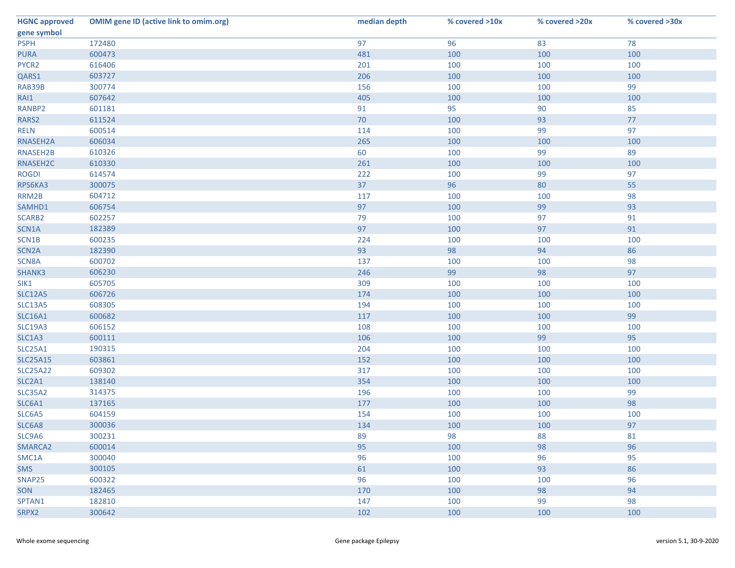| HGNC approved gene symbol | OMIM gene ID (active link to omim.org) | median depth | % covered >10x | % covered >20x | % covered >30x |
|---|---|---|---|---|---|
| PSPH | 172480 | 97 | 96 | 83 | 78 |
| PURA | 600473 | 481 | 100 | 100 | 100 |
| PYCR2 | 616406 | 201 | 100 | 100 | 100 |
| QARS1 | 603727 | 206 | 100 | 100 | 100 |
| RAB39B | 300774 | 156 | 100 | 100 | 99 |
| RAI1 | 607642 | 405 | 100 | 100 | 100 |
| RANBP2 | 601181 | 91 | 95 | 90 | 85 |
| RARS2 | 611524 | 70 | 100 | 93 | 77 |
| RELN | 600514 | 114 | 100 | 99 | 97 |
| RNASEH2A | 606034 | 265 | 100 | 100 | 100 |
| RNASEH2B | 610326 | 60 | 100 | 99 | 89 |
| RNASEH2C | 610330 | 261 | 100 | 100 | 100 |
| ROGDI | 614574 | 222 | 100 | 99 | 97 |
| RPS6KA3 | 300075 | 37 | 96 | 80 | 55 |
| RRM2B | 604712 | 117 | 100 | 100 | 98 |
| SAMHD1 | 606754 | 97 | 100 | 99 | 93 |
| SCARB2 | 602257 | 79 | 100 | 97 | 91 |
| SCN1A | 182389 | 97 | 100 | 97 | 91 |
| SCN1B | 600235 | 224 | 100 | 100 | 100 |
| SCN2A | 182390 | 93 | 98 | 94 | 86 |
| SCN8A | 600702 | 137 | 100 | 100 | 98 |
| SHANK3 | 606230 | 246 | 99 | 98 | 97 |
| SIK1 | 605705 | 309 | 100 | 100 | 100 |
| SLC12A5 | 606726 | 174 | 100 | 100 | 100 |
| SLC13A5 | 608305 | 194 | 100 | 100 | 100 |
| SLC16A1 | 600682 | 117 | 100 | 100 | 99 |
| SLC19A3 | 606152 | 108 | 100 | 100 | 100 |
| SLC1A3 | 600111 | 106 | 100 | 99 | 95 |
| SLC25A1 | 190315 | 204 | 100 | 100 | 100 |
| SLC25A15 | 603861 | 152 | 100 | 100 | 100 |
| SLC25A22 | 609302 | 317 | 100 | 100 | 100 |
| SLC2A1 | 138140 | 354 | 100 | 100 | 100 |
| SLC35A2 | 314375 | 196 | 100 | 100 | 99 |
| SLC6A1 | 137165 | 177 | 100 | 100 | 98 |
| SLC6A5 | 604159 | 154 | 100 | 100 | 100 |
| SLC6A8 | 300036 | 134 | 100 | 100 | 97 |
| SLC9A6 | 300231 | 89 | 98 | 88 | 81 |
| SMARCA2 | 600014 | 95 | 100 | 98 | 96 |
| SMC1A | 300040 | 96 | 100 | 96 | 95 |
| SMS | 300105 | 61 | 100 | 93 | 86 |
| SNAP25 | 600322 | 96 | 100 | 100 | 96 |
| SON | 182465 | 170 | 100 | 98 | 94 |
| SPTAN1 | 182810 | 147 | 100 | 99 | 98 |
| SRPX2 | 300642 | 102 | 100 | 100 | 100 |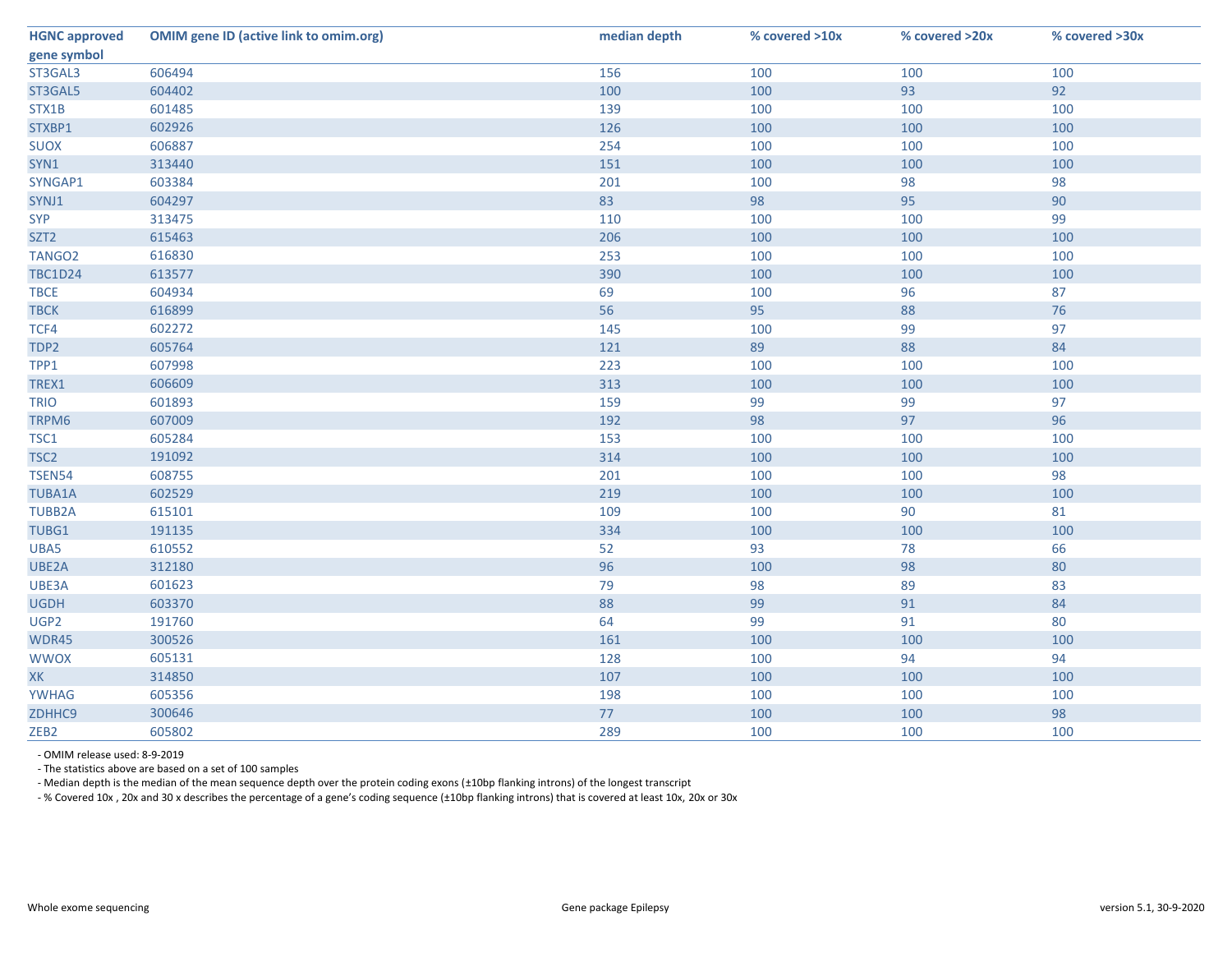| HGNC approved gene symbol | OMIM gene ID (active link to omim.org) | median depth | % covered >10x | % covered >20x | % covered >30x |
|---|---|---|---|---|---|
| ST3GAL3 | 606494 | 156 | 100 | 100 | 100 |
| ST3GAL5 | 604402 | 100 | 100 | 93 | 92 |
| STX1B | 601485 | 139 | 100 | 100 | 100 |
| STXBP1 | 602926 | 126 | 100 | 100 | 100 |
| SUOX | 606887 | 254 | 100 | 100 | 100 |
| SYN1 | 313440 | 151 | 100 | 100 | 100 |
| SYNGAP1 | 603384 | 201 | 100 | 98 | 98 |
| SYNJ1 | 604297 | 83 | 98 | 95 | 90 |
| SYP | 313475 | 110 | 100 | 100 | 99 |
| SZT2 | 615463 | 206 | 100 | 100 | 100 |
| TANGO2 | 616830 | 253 | 100 | 100 | 100 |
| TBC1D24 | 613577 | 390 | 100 | 100 | 100 |
| TBCE | 604934 | 69 | 100 | 96 | 87 |
| TBCK | 616899 | 56 | 95 | 88 | 76 |
| TCF4 | 602272 | 145 | 100 | 99 | 97 |
| TDP2 | 605764 | 121 | 89 | 88 | 84 |
| TPP1 | 607998 | 223 | 100 | 100 | 100 |
| TREX1 | 606609 | 313 | 100 | 100 | 100 |
| TRIO | 601893 | 159 | 99 | 99 | 97 |
| TRPM6 | 607009 | 192 | 98 | 97 | 96 |
| TSC1 | 605284 | 153 | 100 | 100 | 100 |
| TSC2 | 191092 | 314 | 100 | 100 | 100 |
| TSEN54 | 608755 | 201 | 100 | 100 | 98 |
| TUBA1A | 602529 | 219 | 100 | 100 | 100 |
| TUBB2A | 615101 | 109 | 100 | 90 | 81 |
| TUBG1 | 191135 | 334 | 100 | 100 | 100 |
| UBA5 | 610552 | 52 | 93 | 78 | 66 |
| UBE2A | 312180 | 96 | 100 | 98 | 80 |
| UBE3A | 601623 | 79 | 98 | 89 | 83 |
| UGDH | 603370 | 88 | 99 | 91 | 84 |
| UGP2 | 191760 | 64 | 99 | 91 | 80 |
| WDR45 | 300526 | 161 | 100 | 100 | 100 |
| WWOX | 605131 | 128 | 100 | 94 | 94 |
| XK | 314850 | 107 | 100 | 100 | 100 |
| YWHAG | 605356 | 198 | 100 | 100 | 100 |
| ZDHHC9 | 300646 | 77 | 100 | 100 | 98 |
| ZEB2 | 605802 | 289 | 100 | 100 | 100 |

- OMIM release used: 8-9-2019
- The statistics above are based on a set of 100 samples
- Median depth is the median of the mean sequence depth over the protein coding exons (±10bp flanking introns) of the longest transcript
- % Covered 10x , 20x and 30 x describes the percentage of a gene's coding sequence (±10bp flanking introns) that is covered at least 10x, 20x or 30x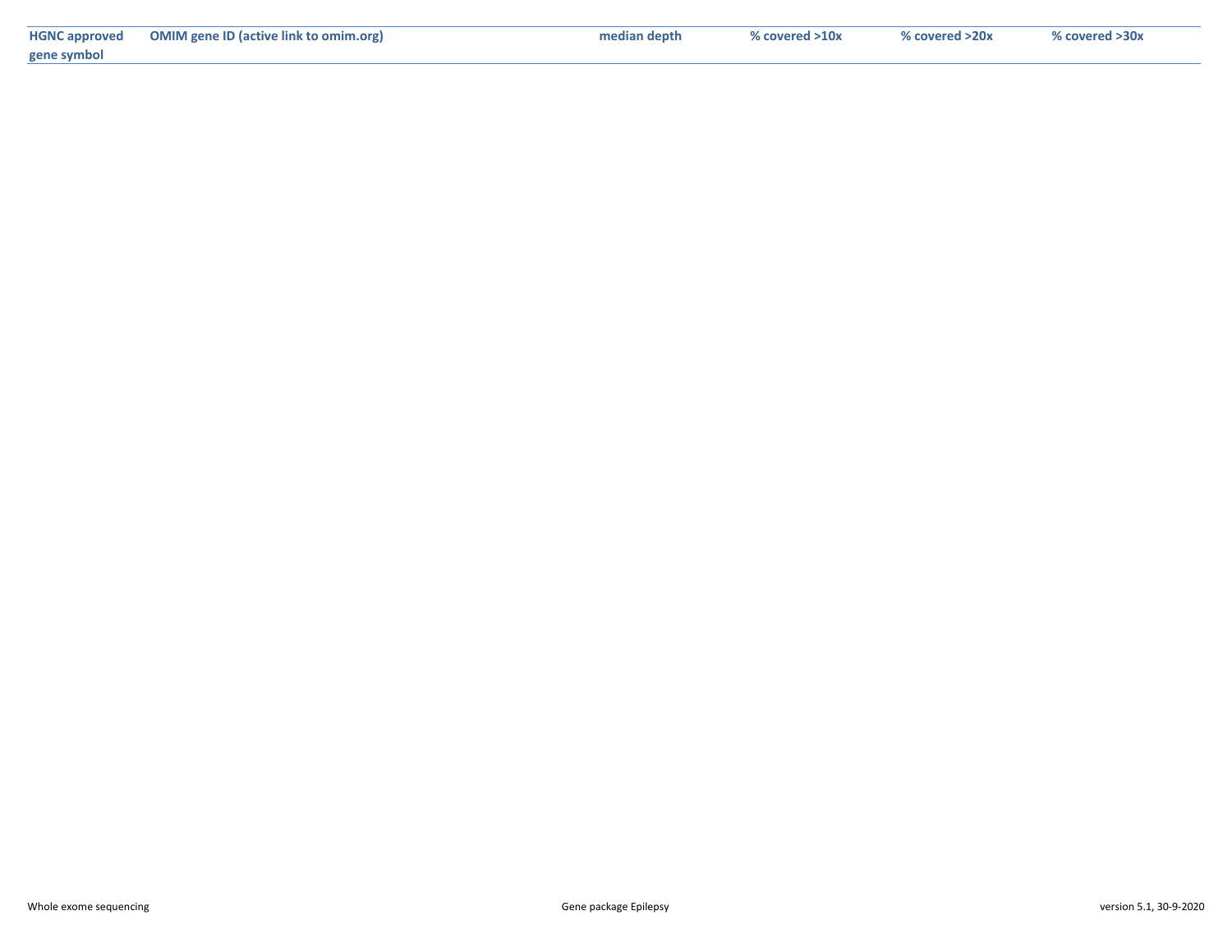| HGNC approved gene symbol | OMIM gene ID (active link to omim.org) | median depth | % covered >10x | % covered >20x | % covered >30x |
|---|---|---|---|---|---|